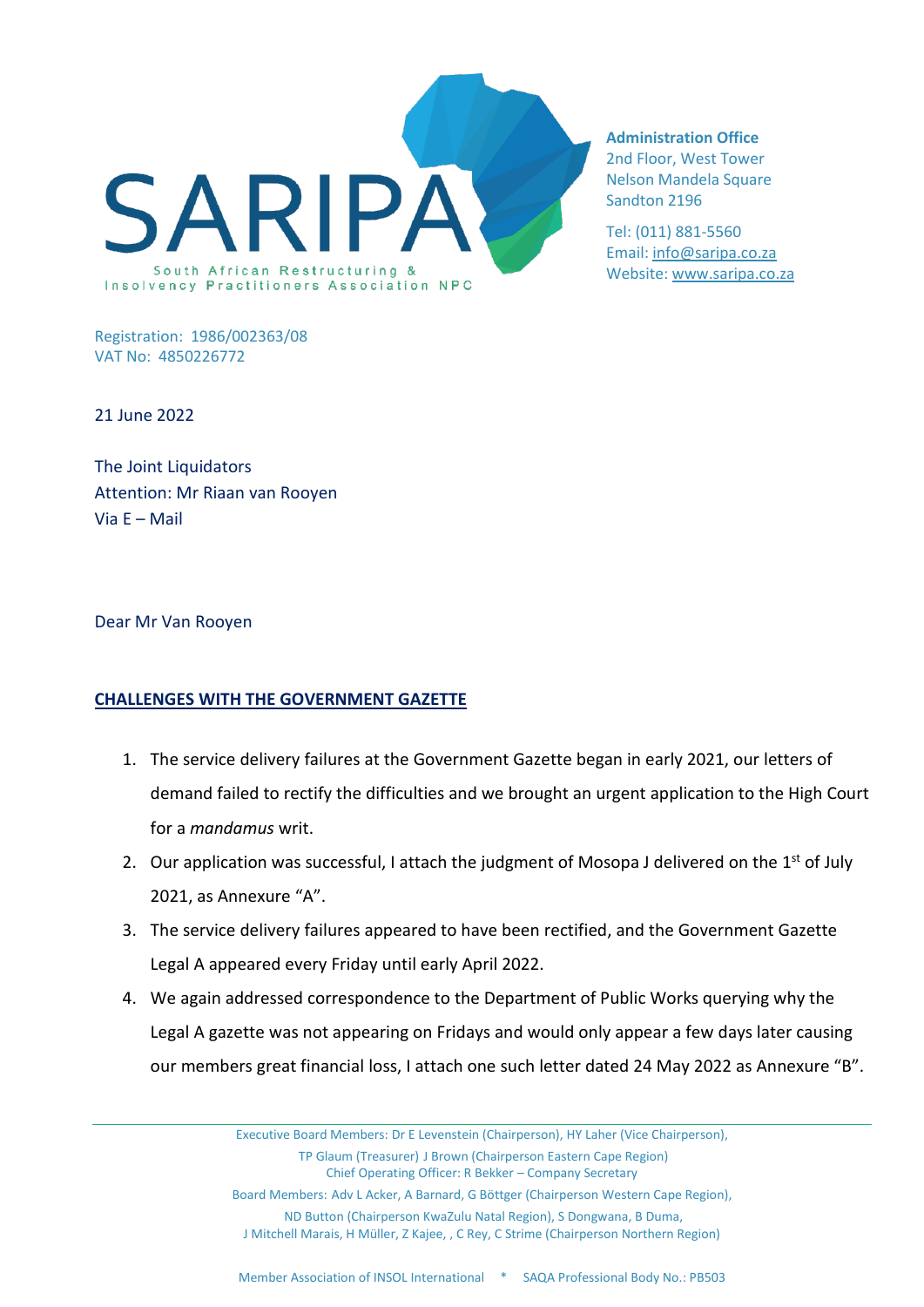SARIPA

South African Restructuring & Insolvency Practitioners Association NPC

**Administration Office**
2nd Floor, West Tower
Nelson Mandela Square
Sandton 2196

Tel: (011) 881-5560
Email: info@saripa.co.za
Website: www.saripa.co.za

Registration: 1986/002363/08
VAT No: 4850226772

21 June 2022

The Joint Liquidators
Attention: Mr Riaan van Rooyen
Via E – Mail

Dear Mr Van Rooyen

**CHALLENGES WITH THE GOVERNMENT GAZETTE**

1. The service delivery failures at the Government Gazette began in early 2021, our letters of demand failed to rectify the difficulties and we brought an urgent application to the High Court for a *mandamus* writ.
2. Our application was successful, I attach the judgment of Mosopa J delivered on the 1st of July 2021, as Annexure "A".
3. The service delivery failures appeared to have been rectified, and the Government Gazette Legal A appeared every Friday until early April 2022.
4. We again addressed correspondence to the Department of Public Works querying why the Legal A gazette was not appearing on Fridays and would only appear a few days later causing our members great financial loss, I attach one such letter dated 24 May 2022 as Annexure "B".

Executive Board Members: Dr E Levenstein (Chairperson), HY Laher (Vice Chairperson), TP Glaum (Treasurer) J Brown (Chairperson Eastern Cape Region)
Chief Operating Officer: R Bekker – Company Secretary
Board Members: Adv L Acker, A Barnard, G Böttger (Chairperson Western Cape Region), ND Button (Chairperson KwaZulu Natal Region), S Dongwana, B Duma, J Mitchell Marais, H Müller, Z Kajee, , C Rey, C Strime (Chairperson Northern Region)

Member Association of INSOL International * SAQA Professional Body No.: PB503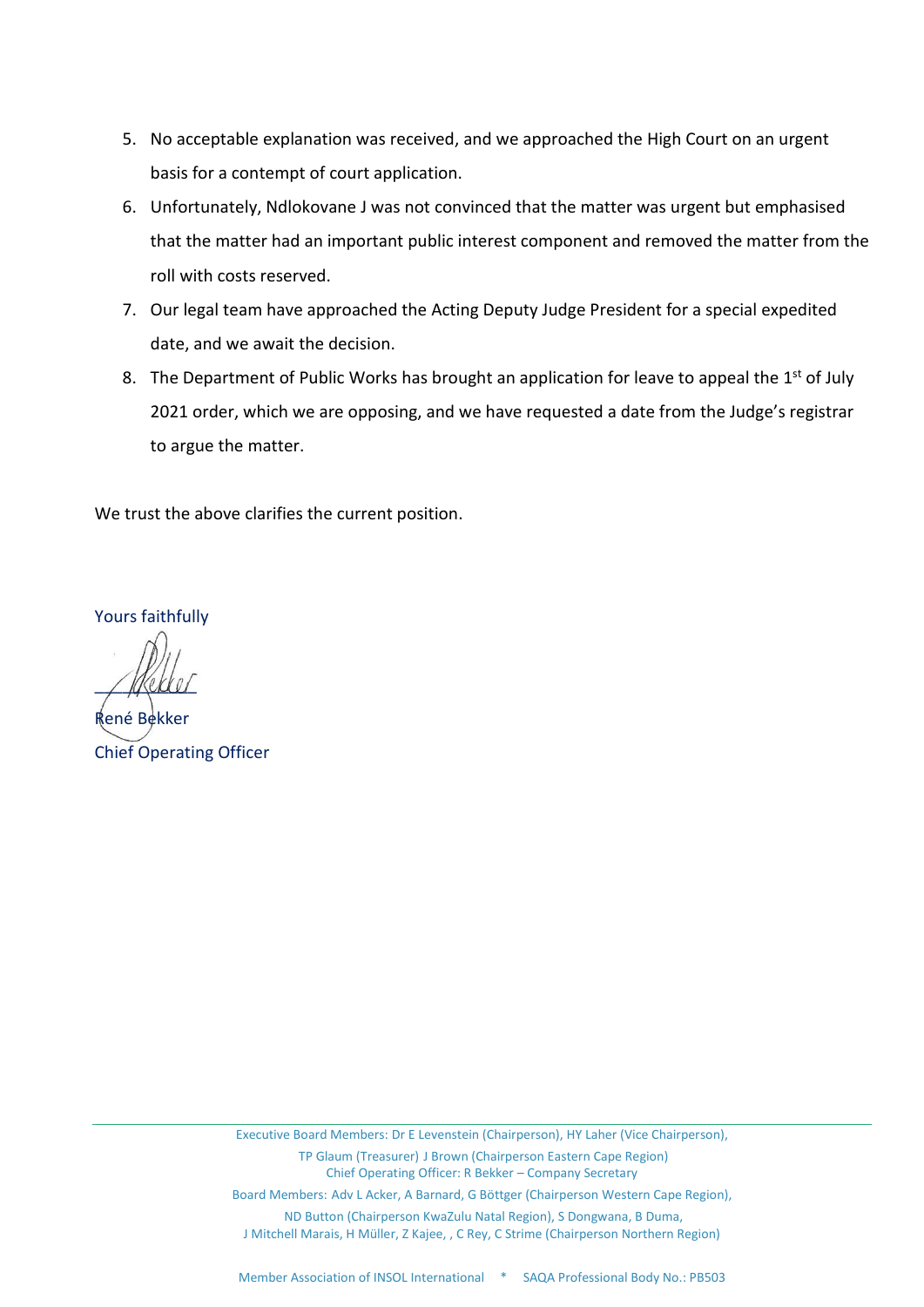5. No acceptable explanation was received, and we approached the High Court on an urgent basis for a contempt of court application.
6. Unfortunately, Ndlokovane J was not convinced that the matter was urgent but emphasised that the matter had an important public interest component and removed the matter from the roll with costs reserved.
7. Our legal team have approached the Acting Deputy Judge President for a special expedited date, and we await the decision.
8. The Department of Public Works has brought an application for leave to appeal the 1st of July 2021 order, which we are opposing, and we have requested a date from the Judge's registrar to argue the matter.

We trust the above clarifies the current position.

Yours faithfully

René Bekker
Chief Operating Officer

Executive Board Members: Dr E Levenstein (Chairperson), HY Laher (Vice Chairperson), TP Glaum (Treasurer) J Brown (Chairperson Eastern Cape Region)
Chief Operating Officer: R Bekker – Company Secretary
Board Members: Adv L Acker, A Barnard, G Böttger (Chairperson Western Cape Region), ND Button (Chairperson KwaZulu Natal Region), S Dongwana, B Duma, J Mitchell Marais, H Müller, Z Kajee, , C Rey, C Strime (Chairperson Northern Region)

Member Association of INSOL International * SAQA Professional Body No.: PB503